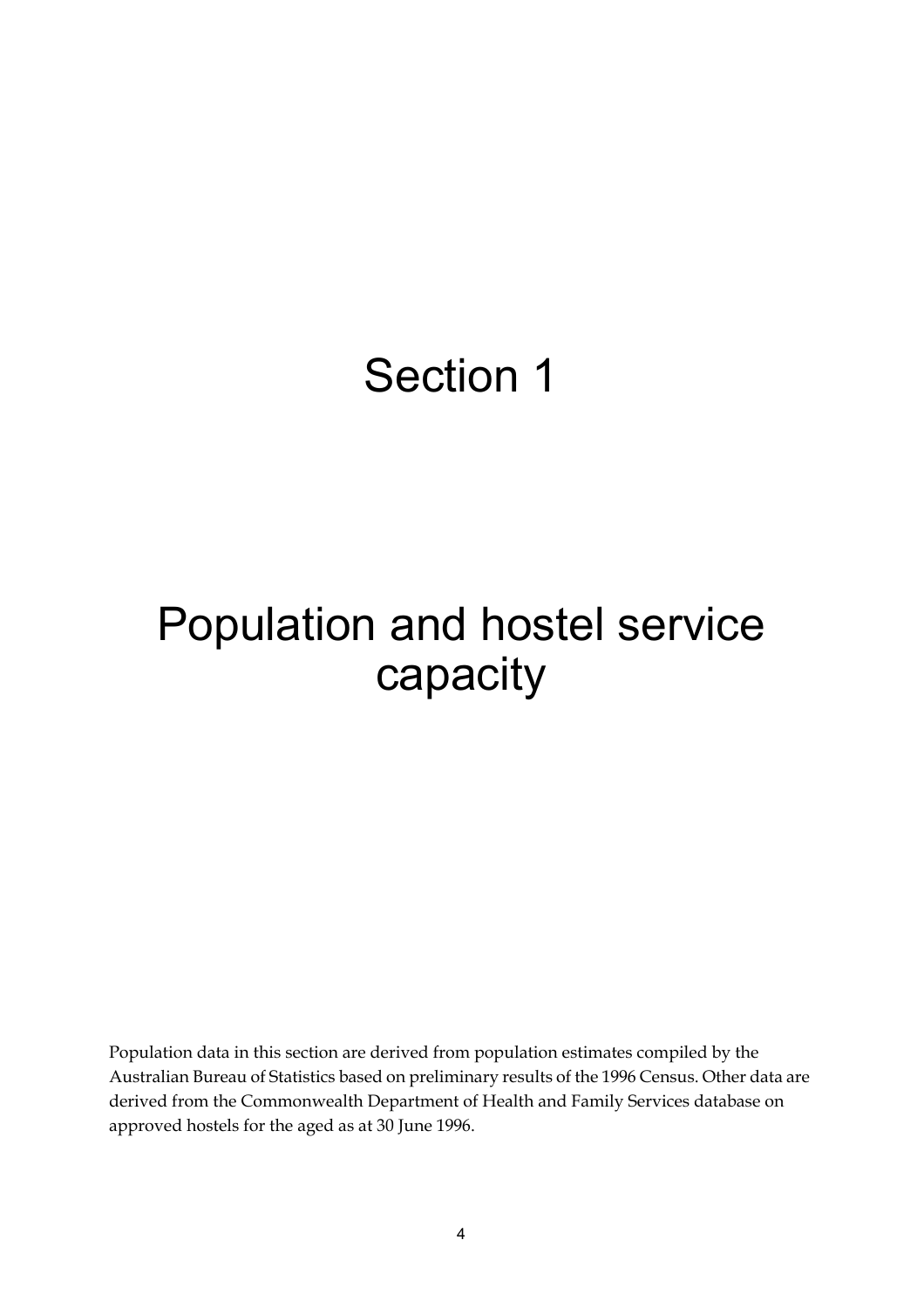# Section 1

# Population and hostel service capacity

Population data in this section are derived from population estimates compiled by the Australian Bureau of Statistics based on preliminary results of the 1996 Census. Other data are derived from the Commonwealth Department of Health and Family Services database on approved hostels for the aged as at 30 June 1996.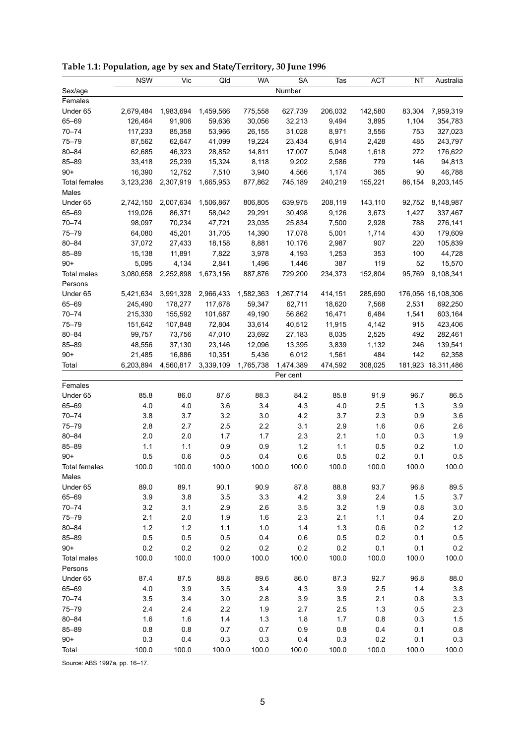**Table 1.1: Population, age by sex and State/Territory, 30 June 1996**

| | NSW | Vic | Qld | WA | SA | Tas | ACT | NT | Australia |
|---|---|---|---|---|---|---|---|---|---|
| Sex/age | | | | | Number | | | | |
| Females | | | | | | | | | |
| Under 65 | 2,679,484 | 1,983,694 | 1,459,566 | 775,558 | 627,739 | 206,032 | 142,580 | 83,304 | 7,959,319 |
| 65–69 | 126,464 | 91,906 | 59,636 | 30,056 | 32,213 | 9,494 | 3,895 | 1,104 | 354,783 |
| 70–74 | 117,233 | 85,358 | 53,966 | 26,155 | 31,028 | 8,971 | 3,556 | 753 | 327,023 |
| 75–79 | 87,562 | 62,647 | 41,099 | 19,224 | 23,434 | 6,914 | 2,428 | 485 | 243,797 |
| 80–84 | 62,685 | 46,323 | 28,852 | 14,811 | 17,007 | 5,048 | 1,618 | 272 | 176,622 |
| 85–89 | 33,418 | 25,239 | 15,324 | 8,118 | 9,202 | 2,586 | 779 | 146 | 94,813 |
| 90+ | 16,390 | 12,752 | 7,510 | 3,940 | 4,566 | 1,174 | 365 | 90 | 46,788 |
| Total females | 3,123,236 | 2,307,919 | 1,665,953 | 877,862 | 745,189 | 240,219 | 155,221 | 86,154 | 9,203,145 |
| Males | | | | | | | | | |
| Under 65 | 2,742,150 | 2,007,634 | 1,506,867 | 806,805 | 639,975 | 208,119 | 143,110 | 92,752 | 8,148,987 |
| 65–69 | 119,026 | 86,371 | 58,042 | 29,291 | 30,498 | 9,126 | 3,673 | 1,427 | 337,467 |
| 70–74 | 98,097 | 70,234 | 47,721 | 23,035 | 25,834 | 7,500 | 2,928 | 788 | 276,141 |
| 75–79 | 64,080 | 45,201 | 31,705 | 14,390 | 17,078 | 5,001 | 1,714 | 430 | 179,609 |
| 80–84 | 37,072 | 27,433 | 18,158 | 8,881 | 10,176 | 2,987 | 907 | 220 | 105,839 |
| 85–89 | 15,138 | 11,891 | 7,822 | 3,978 | 4,193 | 1,253 | 353 | 100 | 44,728 |
| 90+ | 5,095 | 4,134 | 2,841 | 1,496 | 1,446 | 387 | 119 | 52 | 15,570 |
| Total males | 3,080,658 | 2,252,898 | 1,673,156 | 887,876 | 729,200 | 234,373 | 152,804 | 95,769 | 9,108,341 |
| Persons | | | | | | | | | |
| Under 65 | 5,421,634 | 3,991,328 | 2,966,433 | 1,582,363 | 1,267,714 | 414,151 | 285,690 | 176,056 | 16,108,306 |
| 65–69 | 245,490 | 178,277 | 117,678 | 59,347 | 62,711 | 18,620 | 7,568 | 2,531 | 692,250 |
| 70–74 | 215,330 | 155,592 | 101,687 | 49,190 | 56,862 | 16,471 | 6,484 | 1,541 | 603,164 |
| 75–79 | 151,642 | 107,848 | 72,804 | 33,614 | 40,512 | 11,915 | 4,142 | 915 | 423,406 |
| 80–84 | 99,757 | 73,756 | 47,010 | 23,692 | 27,183 | 8,035 | 2,525 | 492 | 282,461 |
| 85–89 | 48,556 | 37,130 | 23,146 | 12,096 | 13,395 | 3,839 | 1,132 | 246 | 139,541 |
| 90+ | 21,485 | 16,886 | 10,351 | 5,436 | 6,012 | 1,561 | 484 | 142 | 62,358 |
| Total | 6,203,894 | 4,560,817 | 3,339,109 | 1,765,738 | 1,474,389 | 474,592 | 308,025 | 181,923 | 18,311,486 |
| | | | | | Per cent | | | | |
| Females | | | | | | | | | |
| Under 65 | 85.8 | 86.0 | 87.6 | 88.3 | 84.2 | 85.8 | 91.9 | 96.7 | 86.5 |
| 65–69 | 4.0 | 4.0 | 3.6 | 3.4 | 4.3 | 4.0 | 2.5 | 1.3 | 3.9 |
| 70–74 | 3.8 | 3.7 | 3.2 | 3.0 | 4.2 | 3.7 | 2.3 | 0.9 | 3.6 |
| 75–79 | 2.8 | 2.7 | 2.5 | 2.2 | 3.1 | 2.9 | 1.6 | 0.6 | 2.6 |
| 80–84 | 2.0 | 2.0 | 1.7 | 1.7 | 2.3 | 2.1 | 1.0 | 0.3 | 1.9 |
| 85–89 | 1.1 | 1.1 | 0.9 | 0.9 | 1.2 | 1.1 | 0.5 | 0.2 | 1.0 |
| 90+ | 0.5 | 0.6 | 0.5 | 0.4 | 0.6 | 0.5 | 0.2 | 0.1 | 0.5 |
| Total females | 100.0 | 100.0 | 100.0 | 100.0 | 100.0 | 100.0 | 100.0 | 100.0 | 100.0 |
| Males | | | | | | | | | |
| Under 65 | 89.0 | 89.1 | 90.1 | 90.9 | 87.8 | 88.8 | 93.7 | 96.8 | 89.5 |
| 65–69 | 3.9 | 3.8 | 3.5 | 3.3 | 4.2 | 3.9 | 2.4 | 1.5 | 3.7 |
| 70–74 | 3.2 | 3.1 | 2.9 | 2.6 | 3.5 | 3.2 | 1.9 | 0.8 | 3.0 |
| 75–79 | 2.1 | 2.0 | 1.9 | 1.6 | 2.3 | 2.1 | 1.1 | 0.4 | 2.0 |
| 80–84 | 1.2 | 1.2 | 1.1 | 1.0 | 1.4 | 1.3 | 0.6 | 0.2 | 1.2 |
| 85–89 | 0.5 | 0.5 | 0.5 | 0.4 | 0.6 | 0.5 | 0.2 | 0.1 | 0.5 |
| 90+ | 0.2 | 0.2 | 0.2 | 0.2 | 0.2 | 0.2 | 0.1 | 0.1 | 0.2 |
| Total males | 100.0 | 100.0 | 100.0 | 100.0 | 100.0 | 100.0 | 100.0 | 100.0 | 100.0 |
| Persons | | | | | | | | | |
| Under 65 | 87.4 | 87.5 | 88.8 | 89.6 | 86.0 | 87.3 | 92.7 | 96.8 | 88.0 |
| 65–69 | 4.0 | 3.9 | 3.5 | 3.4 | 4.3 | 3.9 | 2.5 | 1.4 | 3.8 |
| 70–74 | 3.5 | 3.4 | 3.0 | 2.8 | 3.9 | 3.5 | 2.1 | 0.8 | 3.3 |
| 75–79 | 2.4 | 2.4 | 2.2 | 1.9 | 2.7 | 2.5 | 1.3 | 0.5 | 2.3 |
| 80–84 | 1.6 | 1.6 | 1.4 | 1.3 | 1.8 | 1.7 | 0.8 | 0.3 | 1.5 |
| 85–89 | 0.8 | 0.8 | 0.7 | 0.7 | 0.9 | 0.8 | 0.4 | 0.1 | 0.8 |
| 90+ | 0.3 | 0.4 | 0.3 | 0.3 | 0.4 | 0.3 | 0.2 | 0.1 | 0.3 |
| Total | 100.0 | 100.0 | 100.0 | 100.0 | 100.0 | 100.0 | 100.0 | 100.0 | 100.0 |

Source: ABS 1997a, pp. 16–17.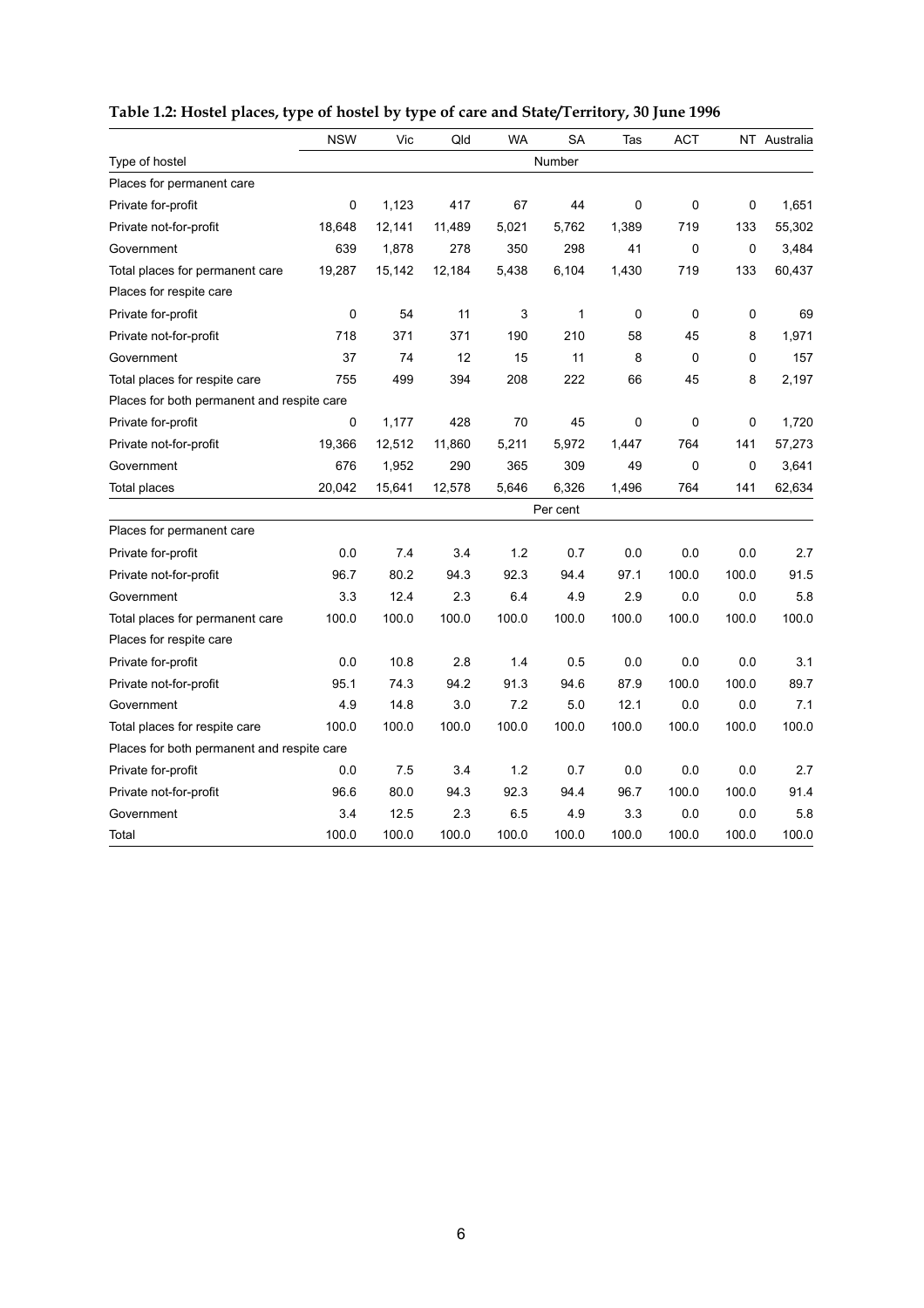**Table 1.2: Hostel places, type of hostel by type of care and State/Territory, 30 June 1996**

| | NSW | Vic | Qld | WA | SA | Tas | ACT | NT | Australia |
|---|---|---|---|---|---|---|---|---|---|
| Type of hostel | | | | | Number | | | | |
| Places for permanent care | | | | | | | | | |
| Private for-profit | 0 | 1,123 | 417 | 67 | 44 | 0 | 0 | 0 | 1,651 |
| Private not-for-profit | 18,648 | 12,141 | 11,489 | 5,021 | 5,762 | 1,389 | 719 | 133 | 55,302 |
| Government | 639 | 1,878 | 278 | 350 | 298 | 41 | 0 | 0 | 3,484 |
| Total places for permanent care | 19,287 | 15,142 | 12,184 | 5,438 | 6,104 | 1,430 | 719 | 133 | 60,437 |
| Places for respite care | | | | | | | | | |
| Private for-profit | 0 | 54 | 11 | 3 | 1 | 0 | 0 | 0 | 69 |
| Private not-for-profit | 718 | 371 | 371 | 190 | 210 | 58 | 45 | 8 | 1,971 |
| Government | 37 | 74 | 12 | 15 | 11 | 8 | 0 | 0 | 157 |
| Total places for respite care | 755 | 499 | 394 | 208 | 222 | 66 | 45 | 8 | 2,197 |
| Places for both permanent and respite care | | | | | | | | | |
| Private for-profit | 0 | 1,177 | 428 | 70 | 45 | 0 | 0 | 0 | 1,720 |
| Private not-for-profit | 19,366 | 12,512 | 11,860 | 5,211 | 5,972 | 1,447 | 764 | 141 | 57,273 |
| Government | 676 | 1,952 | 290 | 365 | 309 | 49 | 0 | 0 | 3,641 |
| Total places | 20,042 | 15,641 | 12,578 | 5,646 | 6,326 | 1,496 | 764 | 141 | 62,634 |
| | | | | | Per cent | | | | |
| Places for permanent care | | | | | | | | | |
| Private for-profit | 0.0 | 7.4 | 3.4 | 1.2 | 0.7 | 0.0 | 0.0 | 0.0 | 2.7 |
| Private not-for-profit | 96.7 | 80.2 | 94.3 | 92.3 | 94.4 | 97.1 | 100.0 | 100.0 | 91.5 |
| Government | 3.3 | 12.4 | 2.3 | 6.4 | 4.9 | 2.9 | 0.0 | 0.0 | 5.8 |
| Total places for permanent care | 100.0 | 100.0 | 100.0 | 100.0 | 100.0 | 100.0 | 100.0 | 100.0 | 100.0 |
| Places for respite care | | | | | | | | | |
| Private for-profit | 0.0 | 10.8 | 2.8 | 1.4 | 0.5 | 0.0 | 0.0 | 0.0 | 3.1 |
| Private not-for-profit | 95.1 | 74.3 | 94.2 | 91.3 | 94.6 | 87.9 | 100.0 | 100.0 | 89.7 |
| Government | 4.9 | 14.8 | 3.0 | 7.2 | 5.0 | 12.1 | 0.0 | 0.0 | 7.1 |
| Total places for respite care | 100.0 | 100.0 | 100.0 | 100.0 | 100.0 | 100.0 | 100.0 | 100.0 | 100.0 |
| Places for both permanent and respite care | | | | | | | | | |
| Private for-profit | 0.0 | 7.5 | 3.4 | 1.2 | 0.7 | 0.0 | 0.0 | 0.0 | 2.7 |
| Private not-for-profit | 96.6 | 80.0 | 94.3 | 92.3 | 94.4 | 96.7 | 100.0 | 100.0 | 91.4 |
| Government | 3.4 | 12.5 | 2.3 | 6.5 | 4.9 | 3.3 | 0.0 | 0.0 | 5.8 |
| Total | 100.0 | 100.0 | 100.0 | 100.0 | 100.0 | 100.0 | 100.0 | 100.0 | 100.0 |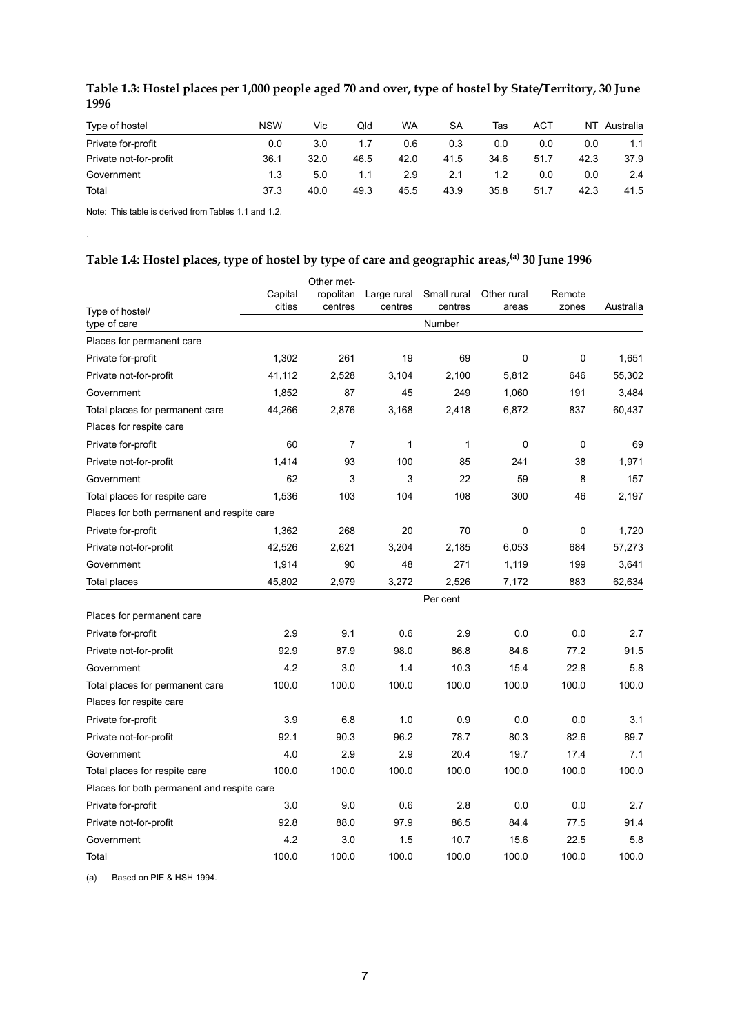**Table 1.3: Hostel places per 1,000 people aged 70 and over, type of hostel by State/Territory, 30 June 1996**

| Type of hostel | NSW | Vic | Qld | WA | SA | Tas | ACT | NT | Australia |
|---|---|---|---|---|---|---|---|---|---|
| Private for-profit | 0.0 | 3.0 | 1.7 | 0.6 | 0.3 | 0.0 | 0.0 | 0.0 | 1.1 |
| Private not-for-profit | 36.1 | 32.0 | 46.5 | 42.0 | 41.5 | 34.6 | 51.7 | 42.3 | 37.9 |
| Government | 1.3 | 5.0 | 1.1 | 2.9 | 2.1 | 1.2 | 0.0 | 0.0 | 2.4 |
| Total | 37.3 | 40.0 | 49.3 | 45.5 | 43.9 | 35.8 | 51.7 | 42.3 | 41.5 |

Note: This table is derived from Tables 1.1 and 1.2.

**Table 1.4: Hostel places, type of hostel by type of care and geographic areas,[(a)] 30 June 1996**

| Type of hostel/ type of care | Capital cities | Other metropolitan centres | Large rural centres | Small rural centres | Other rural areas | Remote zones | Australia |
|---|---|---|---|---|---|---|---|
| | | | | Number | | | |
| Places for permanent care | | | | | | | |
| Private for-profit | 1,302 | 261 | 19 | 69 | 0 | 0 | 1,651 |
| Private not-for-profit | 41,112 | 2,528 | 3,104 | 2,100 | 5,812 | 646 | 55,302 |
| Government | 1,852 | 87 | 45 | 249 | 1,060 | 191 | 3,484 |
| Total places for permanent care | 44,266 | 2,876 | 3,168 | 2,418 | 6,872 | 837 | 60,437 |
| Places for respite care | | | | | | | |
| Private for-profit | 60 | 7 | 1 | 1 | 0 | 0 | 69 |
| Private not-for-profit | 1,414 | 93 | 100 | 85 | 241 | 38 | 1,971 |
| Government | 62 | 3 | 3 | 22 | 59 | 8 | 157 |
| Total places for respite care | 1,536 | 103 | 104 | 108 | 300 | 46 | 2,197 |
| Places for both permanent and respite care | | | | | | | |
| Private for-profit | 1,362 | 268 | 20 | 70 | 0 | 0 | 1,720 |
| Private not-for-profit | 42,526 | 2,621 | 3,204 | 2,185 | 6,053 | 684 | 57,273 |
| Government | 1,914 | 90 | 48 | 271 | 1,119 | 199 | 3,641 |
| Total places | 45,802 | 2,979 | 3,272 | 2,526 | 7,172 | 883 | 62,634 |
| | | | | Per cent | | | |
| Places for permanent care | | | | | | | |
| Private for-profit | 2.9 | 9.1 | 0.6 | 2.9 | 0.0 | 0.0 | 2.7 |
| Private not-for-profit | 92.9 | 87.9 | 98.0 | 86.8 | 84.6 | 77.2 | 91.5 |
| Government | 4.2 | 3.0 | 1.4 | 10.3 | 15.4 | 22.8 | 5.8 |
| Total places for permanent care | 100.0 | 100.0 | 100.0 | 100.0 | 100.0 | 100.0 | 100.0 |
| Places for respite care | | | | | | | |
| Private for-profit | 3.9 | 6.8 | 1.0 | 0.9 | 0.0 | 0.0 | 3.1 |
| Private not-for-profit | 92.1 | 90.3 | 96.2 | 78.7 | 80.3 | 82.6 | 89.7 |
| Government | 4.0 | 2.9 | 2.9 | 20.4 | 19.7 | 17.4 | 7.1 |
| Total places for respite care | 100.0 | 100.0 | 100.0 | 100.0 | 100.0 | 100.0 | 100.0 |
| Places for both permanent and respite care | | | | | | | |
| Private for-profit | 3.0 | 9.0 | 0.6 | 2.8 | 0.0 | 0.0 | 2.7 |
| Private not-for-profit | 92.8 | 88.0 | 97.9 | 86.5 | 84.4 | 77.5 | 91.4 |
| Government | 4.2 | 3.0 | 1.5 | 10.7 | 15.6 | 22.5 | 5.8 |
| Total | 100.0 | 100.0 | 100.0 | 100.0 | 100.0 | 100.0 | 100.0 |

(a) Based on PIE & HSH 1994.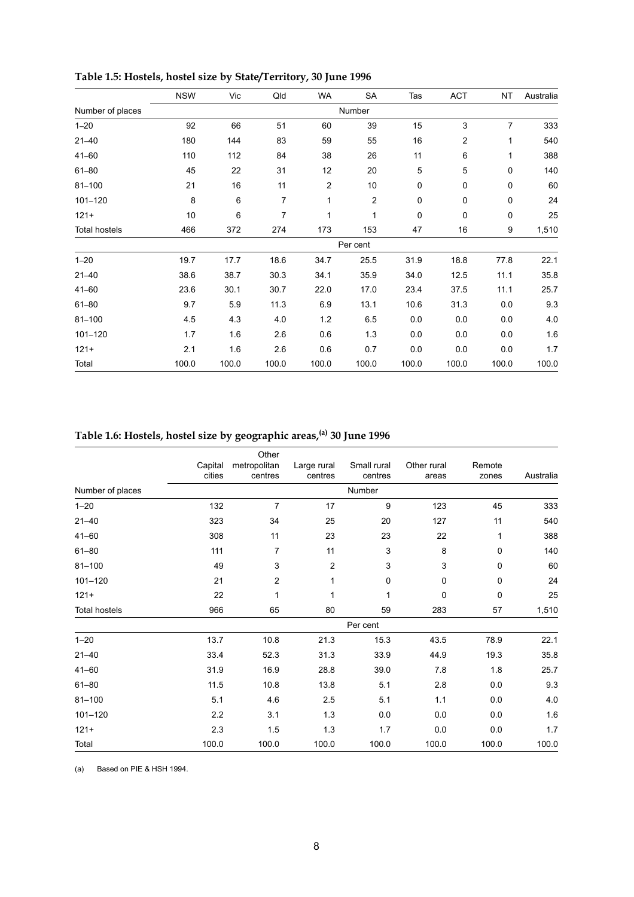**Table 1.5: Hostels, hostel size by State/Territory, 30 June 1996**

| | NSW | Vic | Qld | WA | SA | Tas | ACT | NT | Australia |
|---|---|---|---|---|---|---|---|---|---|
| Number of places | | | | | Number | | | | |
| 1–20 | 92 | 66 | 51 | 60 | 39 | 15 | 3 | 7 | 333 |
| 21–40 | 180 | 144 | 83 | 59 | 55 | 16 | 2 | 1 | 540 |
| 41–60 | 110 | 112 | 84 | 38 | 26 | 11 | 6 | 1 | 388 |
| 61–80 | 45 | 22 | 31 | 12 | 20 | 5 | 5 | 0 | 140 |
| 81–100 | 21 | 16 | 11 | 2 | 10 | 0 | 0 | 0 | 60 |
| 101–120 | 8 | 6 | 7 | 1 | 2 | 0 | 0 | 0 | 24 |
| 121+ | 10 | 6 | 7 | 1 | 1 | 0 | 0 | 0 | 25 |
| Total hostels | 466 | 372 | 274 | 173 | 153 | 47 | 16 | 9 | 1,510 |
| | | | | | Per cent | | | | |
| 1–20 | 19.7 | 17.7 | 18.6 | 34.7 | 25.5 | 31.9 | 18.8 | 77.8 | 22.1 |
| 21–40 | 38.6 | 38.7 | 30.3 | 34.1 | 35.9 | 34.0 | 12.5 | 11.1 | 35.8 |
| 41–60 | 23.6 | 30.1 | 30.7 | 22.0 | 17.0 | 23.4 | 37.5 | 11.1 | 25.7 |
| 61–80 | 9.7 | 5.9 | 11.3 | 6.9 | 13.1 | 10.6 | 31.3 | 0.0 | 9.3 |
| 81–100 | 4.5 | 4.3 | 4.0 | 1.2 | 6.5 | 0.0 | 0.0 | 0.0 | 4.0 |
| 101–120 | 1.7 | 1.6 | 2.6 | 0.6 | 1.3 | 0.0 | 0.0 | 0.0 | 1.6 |
| 121+ | 2.1 | 1.6 | 2.6 | 0.6 | 0.7 | 0.0 | 0.0 | 0.0 | 1.7 |
| Total | 100.0 | 100.0 | 100.0 | 100.0 | 100.0 | 100.0 | 100.0 | 100.0 | 100.0 |

**Table 1.6: Hostels, hostel size by geographic areas,[(a)] 30 June 1996**

| | Capital cities | Other metropolitan centres | Large rural centres | Small rural centres | Other rural areas | Remote zones | Australia |
|---|---|---|---|---|---|---|---|
| Number of places | | | | Number | | | |
| 1–20 | 132 | 7 | 17 | 9 | 123 | 45 | 333 |
| 21–40 | 323 | 34 | 25 | 20 | 127 | 11 | 540 |
| 41–60 | 308 | 11 | 23 | 23 | 22 | 1 | 388 |
| 61–80 | 111 | 7 | 11 | 3 | 8 | 0 | 140 |
| 81–100 | 49 | 3 | 2 | 3 | 3 | 0 | 60 |
| 101–120 | 21 | 2 | 1 | 0 | 0 | 0 | 24 |
| 121+ | 22 | 1 | 1 | 1 | 0 | 0 | 25 |
| Total hostels | 966 | 65 | 80 | 59 | 283 | 57 | 1,510 |
| | | | | Per cent | | | |
| 1–20 | 13.7 | 10.8 | 21.3 | 15.3 | 43.5 | 78.9 | 22.1 |
| 21–40 | 33.4 | 52.3 | 31.3 | 33.9 | 44.9 | 19.3 | 35.8 |
| 41–60 | 31.9 | 16.9 | 28.8 | 39.0 | 7.8 | 1.8 | 25.7 |
| 61–80 | 11.5 | 10.8 | 13.8 | 5.1 | 2.8 | 0.0 | 9.3 |
| 81–100 | 5.1 | 4.6 | 2.5 | 5.1 | 1.1 | 0.0 | 4.0 |
| 101–120 | 2.2 | 3.1 | 1.3 | 0.0 | 0.0 | 0.0 | 1.6 |
| 121+ | 2.3 | 1.5 | 1.3 | 1.7 | 0.0 | 0.0 | 1.7 |
| Total | 100.0 | 100.0 | 100.0 | 100.0 | 100.0 | 100.0 | 100.0 |

(a) Based on PIE & HSH 1994.